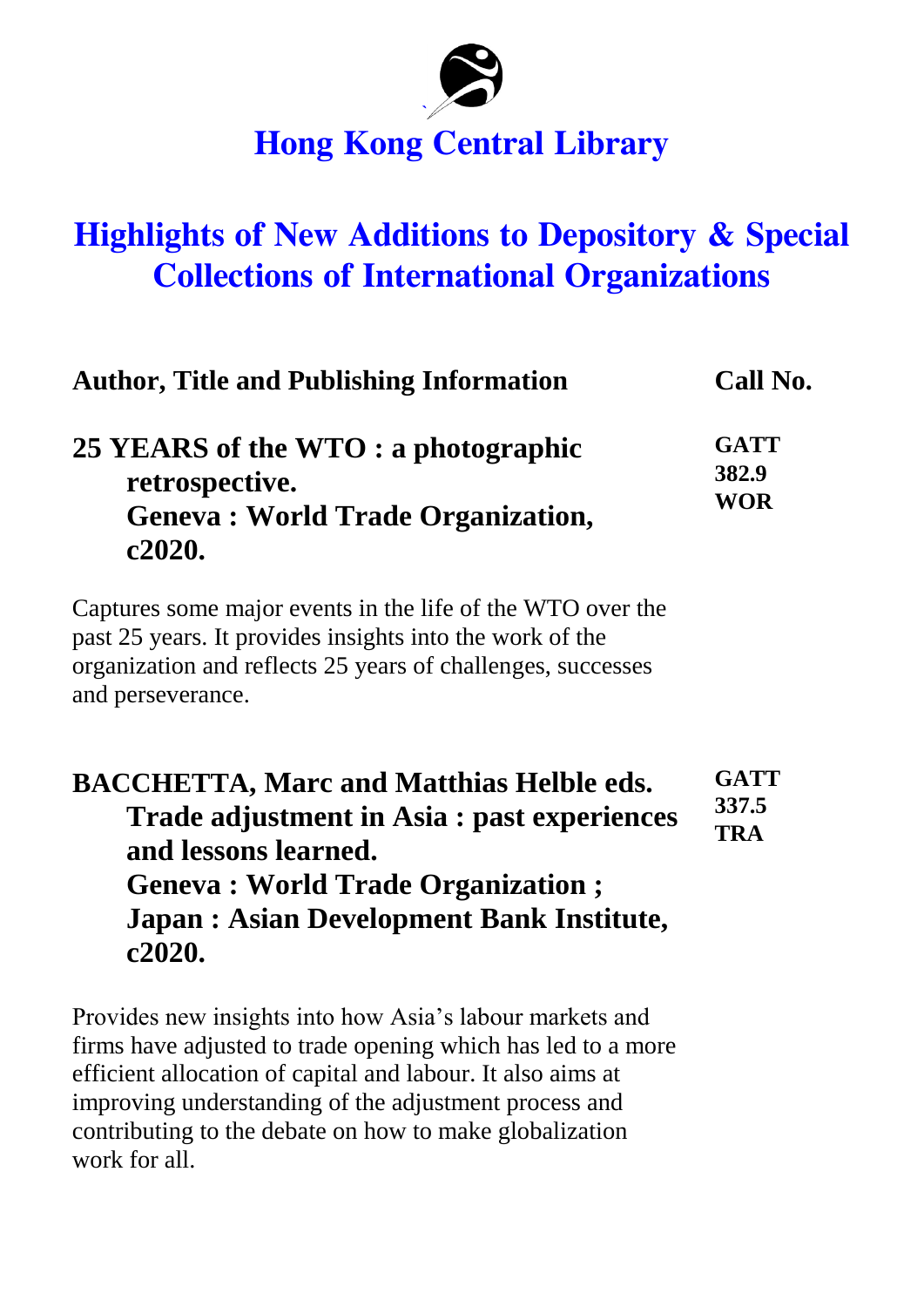# Hong Kong Central Library

## Highlights of New Additions to Depository & Special Collections of International Organizations

| Author, Title and Publishing Information | Call No. |
| --- | --- |
| **25 YEARS of the WTO : a photographic retrospective. Geneva : World Trade Organization, c2020.** | **GATT 382.9 WOR** |

Captures some major events in the life of the WTO over the past 25 years. It provides insights into the work of the organization and reflects 25 years of challenges, successes and perseverance.

| Author, Title and Publishing Information | Call No. |
| --- | --- |
| **BACCHETTA, Marc and Matthias Helble eds. Trade adjustment in Asia : past experiences and lessons learned. Geneva : World Trade Organization ; Japan : Asian Development Bank Institute, c2020.** | **GATT 337.5 TRA** |

Provides new insights into how Asia's labour markets and firms have adjusted to trade opening which has led to a more efficient allocation of capital and labour. It also aims at improving understanding of the adjustment process and contributing to the debate on how to make globalization work for all.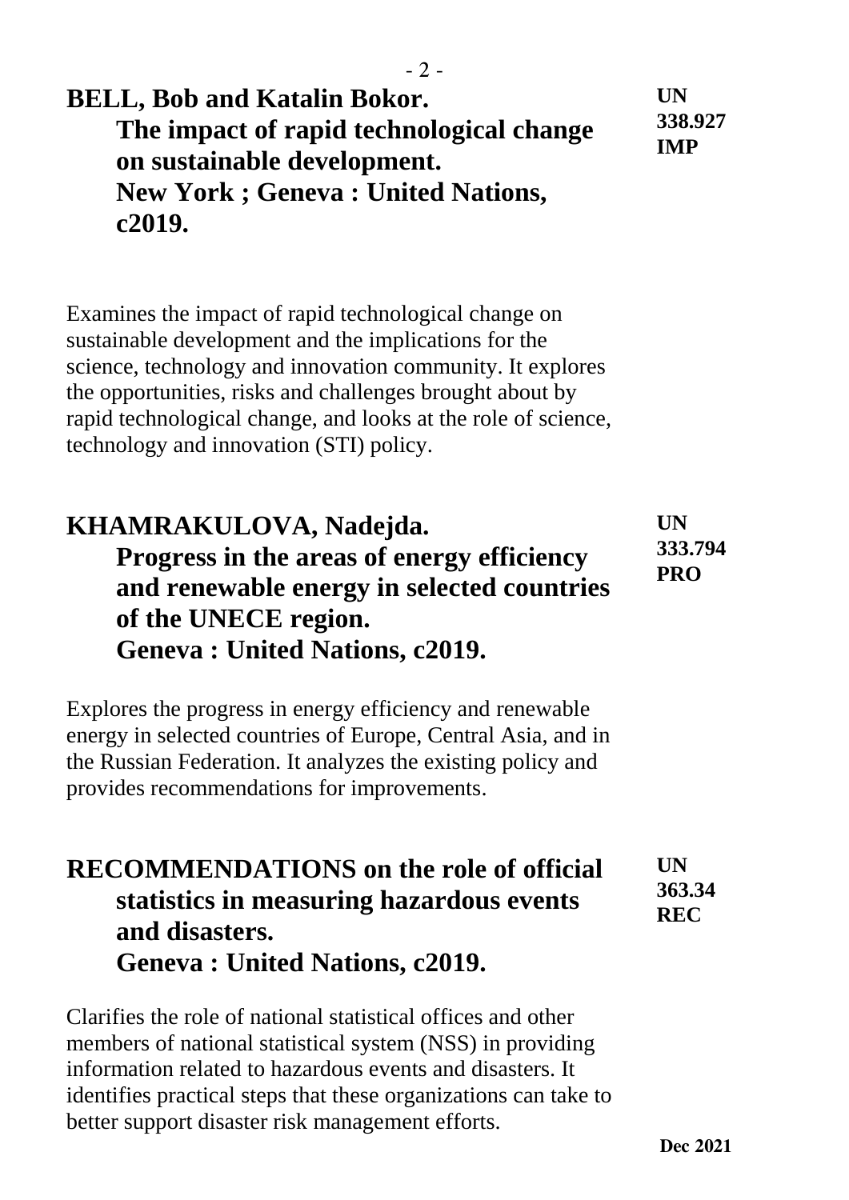**BELL, Bob and Katalin Bokor.**
**The impact of rapid technological change on sustainable development.**
**New York ; Geneva : United Nations, c2019.**

**UN**
**338.927**
**IMP**

Examines the impact of rapid technological change on sustainable development and the implications for the science, technology and innovation community. It explores the opportunities, risks and challenges brought about by rapid technological change, and looks at the role of science, technology and innovation (STI) policy.

**KHAMRAKULOVA, Nadejda.**
**Progress in the areas of energy efficiency and renewable energy in selected countries of the UNECE region.**
**Geneva : United Nations, c2019.**

**UN**
**333.794**
**PRO**

Explores the progress in energy efficiency and renewable energy in selected countries of Europe, Central Asia, and in the Russian Federation. It analyzes the existing policy and provides recommendations for improvements.

**RECOMMENDATIONS on the role of official statistics in measuring hazardous events and disasters.**
**Geneva : United Nations, c2019.**

**UN**
**363.34**
**REC**

Clarifies the role of national statistical offices and other members of national statistical system (NSS) in providing information related to hazardous events and disasters. It identifies practical steps that these organizations can take to better support disaster risk management efforts.

**Dec 2021**